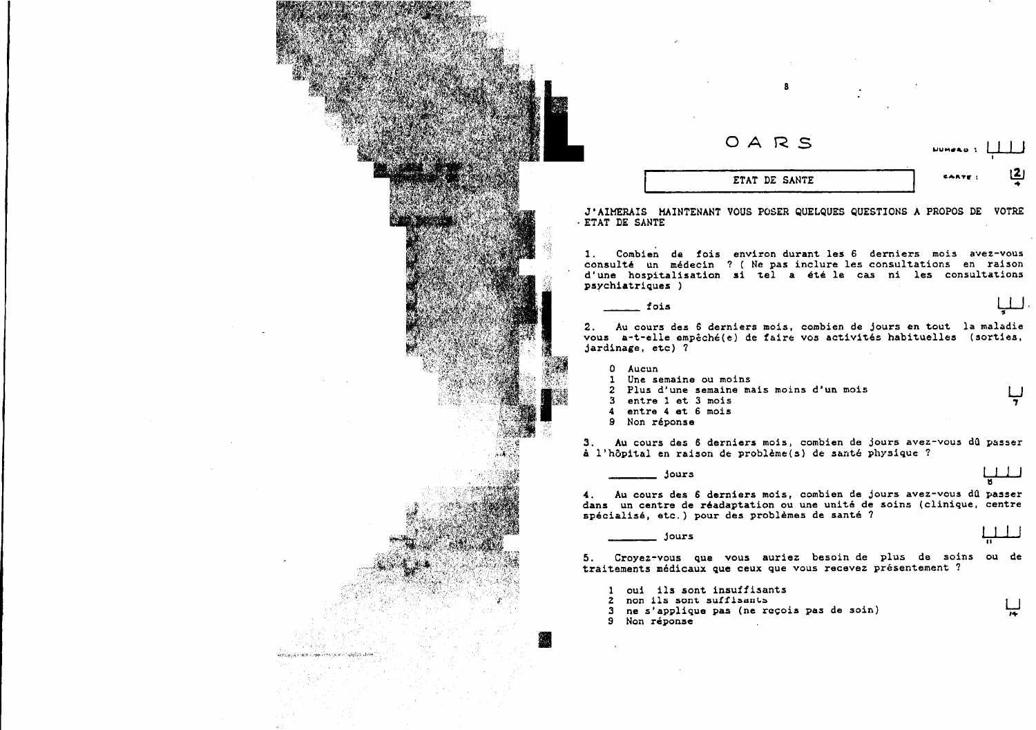# OARS

NUMERO : |_|_|_|

CARTE : 2

## ETAT DE SANTE

J'AIMERAIS MAINTENANT VOUS POSER QUELQUES QUESTIONS A PROPOS DE VOTRE ETAT DE SANTE

1. Combien de fois environ durant les 6 derniers mois avez-vous consulté un médecin ? ( Ne pas inclure les consultations en raison d'une hospitalisation si tel a été le cas ni les consultations psychiatriques )

_____ fois |_|_|

2. Au cours des 6 derniers mois, combien de jours en tout la maladie vous a-t-elle empêché(e) de faire vos activités habituelles (sorties, jardinage, etc) ?

   0 Aucun
   1 Une semaine ou moins
   2 Plus d'une semaine mais moins d'un mois |_|
   3 entre 1 et 3 mois
   4 entre 4 et 6 mois
   9 Non réponse

3. Au cours des 6 derniers mois, combien de jours avez-vous dû passer à l'hôpital en raison de problème(s) de santé physique ?

_______ jours |_|_|_|

4. Au cours des 6 derniers mois, combien de jours avez-vous dû passer dans un centre de réadaptation ou une unité de soins (clinique, centre spécialisé, etc.) pour des problèmes de santé ?

_______ jours |_|_|_|

5. Croyez-vous que vous auriez besoin de plus de soins ou de traitements médicaux que ceux que vous recevez présentement ?

   1 oui ils sont insuffisants
   2 non ils sont suffisants
   3 ne s'applique pas (ne reçois pas de soin) |_|
   9 Non réponse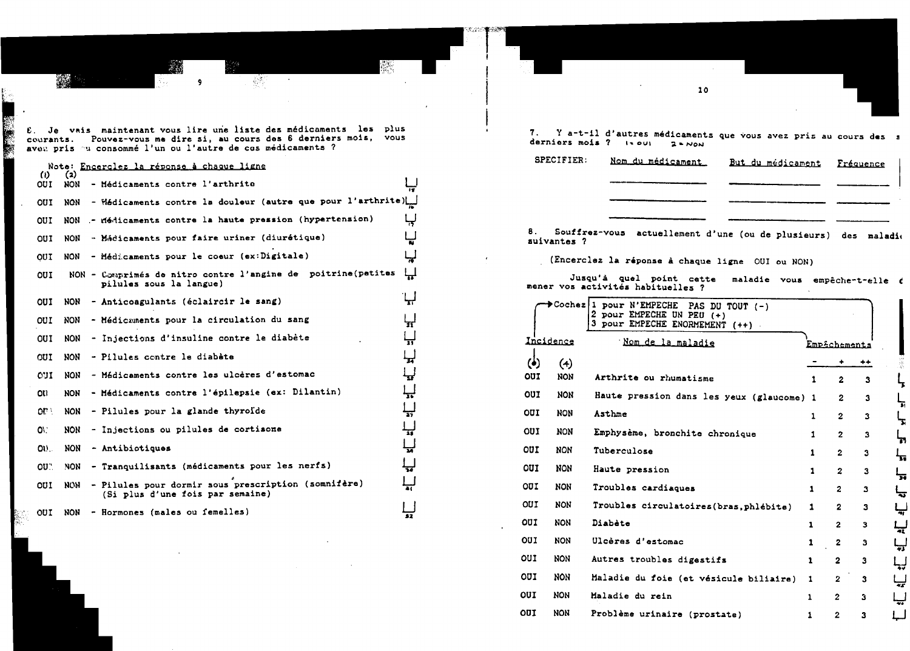6. Je vais maintenant vous lire une liste des médicaments les plus courants. Pouvez-vous me dire si, au cours des 6 derniers mois, vous avez pris ou consommé l'un ou l'autre de ces médicaments ?

Note: Encerclez la réponse à chaque ligne

| (1) | (2) | | |
|---|---|---|---|
| OUI | NON | - Médicaments contre l'arthrite | 15 |
| OUI | NON | - Médicaments contre la douleur (autre que pour l'arthrite) | 16 |
| OUI | NON | - Médicaments contre la haute pression (hypertension) | 17 |
| OUI | NON | - Médicaments pour faire uriner (diurétique) | 18 |
| OUI | NON | - Médicaments pour le coeur (ex:Digitale) | 19 |
| OUI | NON | - Comprimés de nitro contre l'angine de poitrine(petites pilules sous la langue) | 20 |
| OUI | NON | - Anticoagulants (éclaircir le sang) | 21 |
| OUI | NON | - Médicaments pour la circulation du sang | 22 |
| OUI | NON | - Injections d'insuline contre le diabète | 23 |
| OUI | NON | - Pilules contre le diabète | 24 |
| OUI | NON | - Médicaments contre les ulcères d'estomac | 25 |
| OUI | NON | - Médicaments contre l'épilepsie (ex: Dilantin) | 26 |
| OUI | NON | - Pilules pour la glande thyroïde | 27 |
| OUI | NON | - Injections ou pilules de cortisone | 28 |
| OUI | NON | - Antibiotiques | 29 |
| OUI | NON | - Tranquilisants (médicaments pour les nerfs) | 30 |
| OUI | NON | - Pilules pour dormir sous prescription (somnifère) (Si plus d'une fois par semaine) | 31 |
| OUI | NON | - Hormones (males ou femelles) | 32 |

7. Y a-t-il d'autres médicaments que vous avez pris au cours des derniers mois ? 1 = OUI 2 = NON

SPECIFIER:

| Nom du médicament | But du médicament | Fréquence |
|---|---|---|
| | | |
| | | |
| | | |

8. Souffrez-vous actuellement d'une (ou de plusieurs) des maladies suivantes ?

(Encerclez la réponse à chaque ligne OUI ou NON)

Jusqu'à quel point cette maladie vous empêche-t-elle de mener vos activités habituelles ?

Cochez:
1 pour N'EMPECHE PAS DU TOUT (-)
2 pour EMPECHE UN PEU (+)
3 pour EMPECHE ENORMEMENT (++)

| Incidence | | Nom de la maladie | Empêchements | | | |
|---|---|---|---|---|---|---|
| (1) | (4) | | - | + | ++ | |
| OUI | NON | Arthrite ou rhumatisme | 1 | 2 | 3 | |
| OUI | NON | Haute pression dans les yeux (glaucome) | 1 | 2 | 3 | |
| OUI | NON | Asthme | 1 | 2 | 3 | |
| OUI | NON | Emphysème, bronchite chronique | 1 | 2 | 3 | 37 |
| OUI | NON | Tuberculose | 1 | 2 | 3 | |
| OUI | NON | Haute pression | 1 | 2 | 3 | |
| OUI | NON | Troubles cardiaques | 1 | 2 | 3 | |
| OUI | NON | Troubles circulatoires(bras,phlébite) | 1 | 2 | 3 | 41 |
| OUI | NON | Diabète | 1 | 2 | 3 | 42 |
| OUI | NON | Ulcères d'estomac | 1 | 2 | 3 | 43 |
| OUI | NON | Autres troubles digestifs | 1 | 2 | 3 | 44 |
| OUI | NON | Maladie du foie (et vésicule biliaire) | 1 | 2 | 3 | 45 |
| OUI | NON | Maladie du rein | 1 | 2 | 3 | 46 |
| OUI | NON | Problème urinaire (prostate) | 1 | 2 | 3 | |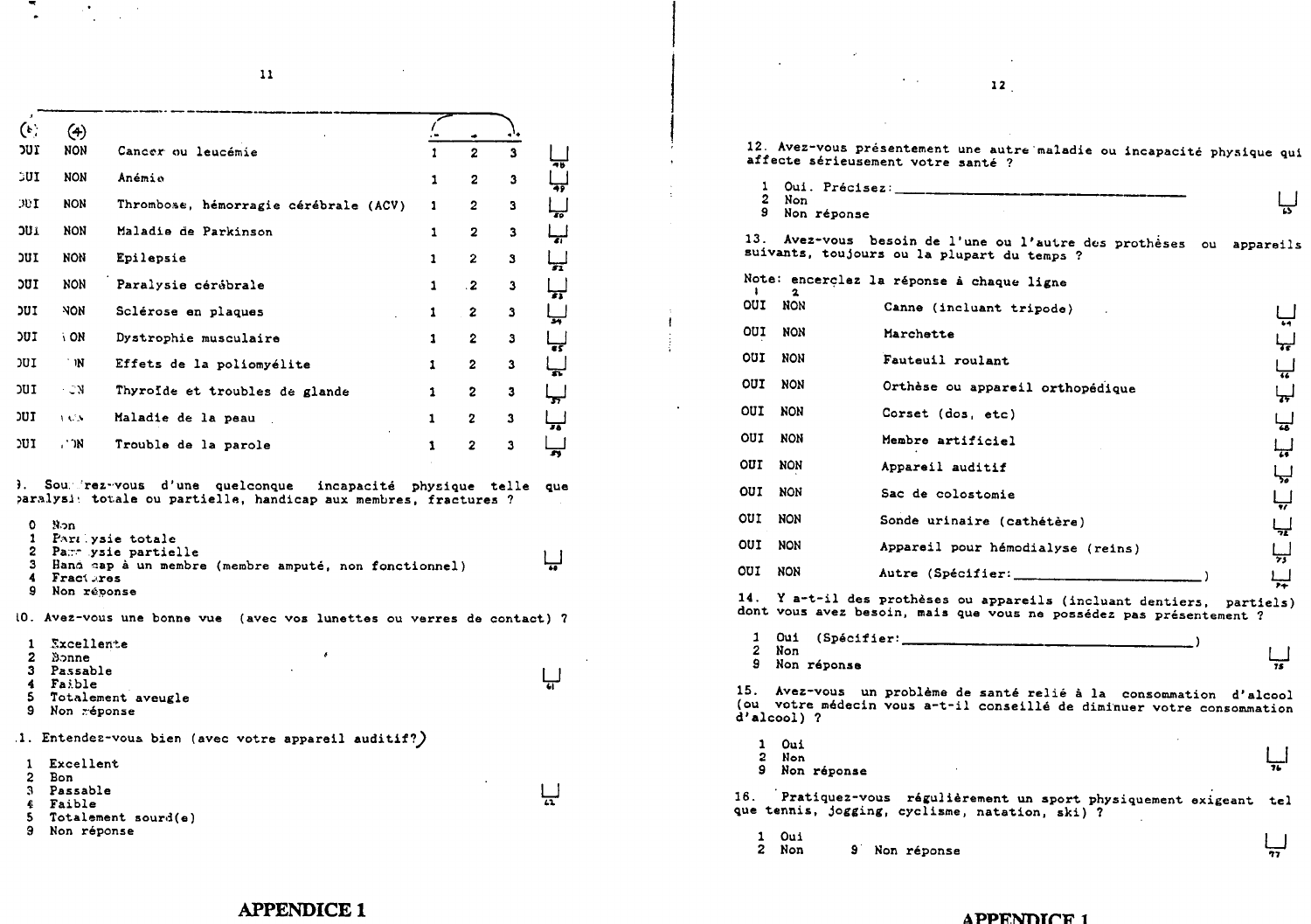| (5) | (4) | | | | | |
|---|---|---|---|---|---|---|
| OUI | NON | Cancer ou leucémie | 1 | 2 | 3 | 48 |
| OUI | NON | Anémie | 1 | 2 | 3 | 49 |
| OUI | NON | Thrombose, hémorragie cérébrale (ACV) | 1 | 2 | 3 | 50 |
| OUI | NON | Maladie de Parkinson | 1 | 2 | 3 | 51 |
| OUI | NON | Epilepsie | 1 | 2 | 3 | 52 |
| OUI | NON | Paralysie cérébrale | 1 | 2 | 3 | 53 |
| OUI | NON | Sclérose en plaques | 1 | 2 | 3 | 54 |
| OUI | NON | Dystrophie musculaire | 1 | 2 | 3 | 55 |
| OUI | NON | Effets de la poliomyélite | 1 | 2 | 3 | 56 |
| OUI | NON | Thyroïde et troubles de glande | 1 | 2 | 3 | 57 |
| OUI | NON | Maladie de la peau | 1 | 2 | 3 | 58 |
| OUI | NON | Trouble de la parole | 1 | 2 | 3 | 59 |

9. Souffrez-vous d'une quelconque incapacité physique telle que paralysie totale ou partielle, handicap aux membres, fractures ?

0 Non
1 Paralysie totale
2 Paralysie partielle
3 Handicap à un membre (membre amputé, non fonctionnel)
4 Fractures
9 Non réponse

10. Avez-vous une bonne vue (avec vos lunettes ou verres de contact) ?

1 Excellente
2 Bonne
3 Passable
4 Faible
5 Totalement aveugle
9 Non réponse

11. Entendez-vous bien (avec votre appareil auditif?)

1 Excellent
2 Bon
3 Passable
4 Faible
5 Totalement sourd(e)
9 Non réponse

APPENDICE 1

12. Avez-vous présentement une autre maladie ou incapacité physique qui affecte sérieusement votre santé ?

1 Oui. Précisez: ______________________________
2 Non
9 Non réponse

13. Avez-vous besoin de l'une ou l'autre des prothèses ou appareils suivants, toujours ou la plupart du temps ?

Note: encerclez la réponse à chaque ligne

| 1 | 2 | | |
|---|---|---|---|
| OUI | NON | Canne (incluant tripode) | 64 |
| OUI | NON | Marchette | 65 |
| OUI | NON | Fauteuil roulant | 66 |
| OUI | NON | Orthèse ou appareil orthopédique | 67 |
| OUI | NON | Corset (dos, etc) | 68 |
| OUI | NON | Membre artificiel | 69 |
| OUI | NON | Appareil auditif | 70 |
| OUI | NON | Sac de colostomie | 71 |
| OUI | NON | Sonde urinaire (cathétère) | 72 |
| OUI | NON | Appareil pour hémodialyse (reins) | 73 |
| OUI | NON | Autre (Spécifier:______________________) | 74 |

14. Y a-t-il des prothèses ou appareils (incluant dentiers, partiels) dont vous avez besoin, mais que vous ne possédez pas présentement ?

1 Oui (Spécifier:______________________________)
2 Non
9 Non réponse

15. Avez-vous un problème de santé relié à la consommation d'alcool (ou votre médecin vous a-t-il conseillé de diminuer votre consommation d'alcool) ?

1 Oui
2 Non
9 Non réponse

16. Pratiquez-vous régulièrement un sport physiquement exigeant tel que tennis, jogging, cyclisme, natation, ski) ?

1 Oui
2 Non 9 Non réponse

APPENDICE 1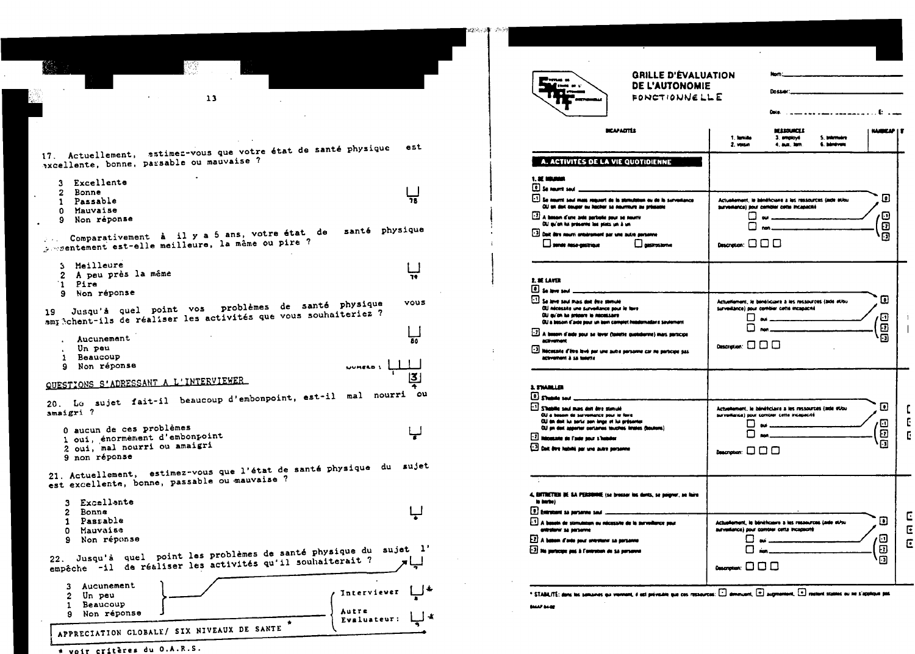17. Actuellement, estimez-vous que votre état de santé physique est excellente, bonne, passable ou mauvaise ?

3 Excellente
2 Bonne
1 Passable
0 Mauvaise
9 Non réponse

78

Comparativement à il y a 5 ans, votre état de santé physique présentement est-elle meilleure, la même ou pire ?

3 Meilleure
2 A peu près la même
1 Pire
9 Non réponse

79

19 Jusqu'à quel point vos problèmes de santé physique vous empêchent-ils de réaliser les activités que vous souhaiteriez ?

. Aucunement
. Un peu
1 Beaucoup
9 Non réponse

80

NUMERO : 3

QUESTIONS S'ADRESSANT A L'INTERVIEWER

20. Le sujet fait-il beaucoup d'embonpoint, est-il mal nourri ou amaigri ?

0 aucun de ces problèmes
1 oui, énormement d'embonpoint
2 oui, mal nourri ou amaigri
9 non réponse

21. Actuellement, estimez-vous que l'état de santé physique du sujet est excellente, bonne, passable ou mauvaise ?

3 Excellente
2 Bonne
1 Passable
0 Mauvaise
9 Non réponse

22. Jusqu'à quel point les problèmes de santé physique du sujet l'empêche -il de réaliser les activités qu'il souhaiterait ?

3 Aucunement
2 Un peu
1 Beaucoup
9 Non réponse

Interviewer : *
Autre Evaluateur : *

APPRECIATION GLOBALE/ SIX NIVEAUX DE SANTE *

* voir critères du O.A.R.S.

## GRILLE D'ÉVALUATION DE L'AUTONOMIE FONCTIONNELLE

Nom: ______
Dossier: ______
Date: ______

| INCAPACITÉS | RESSOURCES 1. famille 2. voisin 3. employé 4. aut. lien 5. infirmière 6. bénévole | HANDICAP |
|---|---|---|

### A. ACTIVITES DE LA VIE QUOTIDIENNE

**1. SE NOURRIR**

- 0 Se nourrit seul
- -1 Se nourrit seul mais requiert de la stimulation ou de la surveillance OU on doit couper ou hacher sa nourriture au préalable
- -2 A besoin d'une aide partielle pour se nourrir OU qu'on lui présente les plats un à un
- -3 Doit être nourri entièrement par une autre personne
  - ☐ sonde naso-gastrique ☐ gastrostomie

Actuellement, le bénéficiaire a les ressources (aide et/ou surveillance) pour combler cette incapacité
☐ oui
☐ non

Description: ☐ ☐ ☐

**2. SE LAVER**

- 0 Se lave seul
- -1 Se lave seul mais doit être stimulé OU nécessite une surveillance pour le faire OU qu'on lui prépare le nécessaire OU a besoin d'aide pour un bain complet hebdomadaire seulement
- -2 A besoin d'aide pour se laver (toilette quotidienne) mais participe activement
- -3 Nécessite d'être lavé par une autre personne car ne participe pas activement à sa toilette

Actuellement, le bénéficiaire a les ressources (aide et/ou surveillance) pour combler cette incapacité
☐ oui
☐ non

Description: ☐ ☐ ☐

**3. S'HABILLER**

- 0 S'habille seul
- -1 S'habille seul mais doit être stimulé OU a besoin de surveillance pour le faire OU on doit lui sortir son linge et lui présenter OU on doit apporter certaines touches finales (boutons)
- -2 Nécessite de l'aide pour s'habiller
- -3 Doit être habillé par une autre personne

Actuellement, le bénéficiaire a les ressources (aide et/ou surveillance) pour combler cette incapacité
☐ oui
☐ non

Description: ☐ ☐ ☐

**4. ENTRETIEN DE SA PERSONNE** (se brosser les dents, se peigner, se faire la barbe)

- 0 Entretient sa personne seul
- -1 A besoin de stimulation ou nécessite de la surveillance pour entretenir sa personne
- -2 A besoin d'aide pour entretenir sa personne
- -3 Ne participe pas à l'entretien de sa personne

Actuellement, le bénéficiaire a les ressources (aide et/ou surveillance) pour combler cette incapacité
☐ oui
☐ non

Description: ☐ ☐ ☐

* STABILITÉ: dans les semaines qui viennent, il est prévisible que ces ressources: ☐ diminuent, ☐ augmentent, ☐ restent stables ou ne s'applique pas

SMAF 84-02